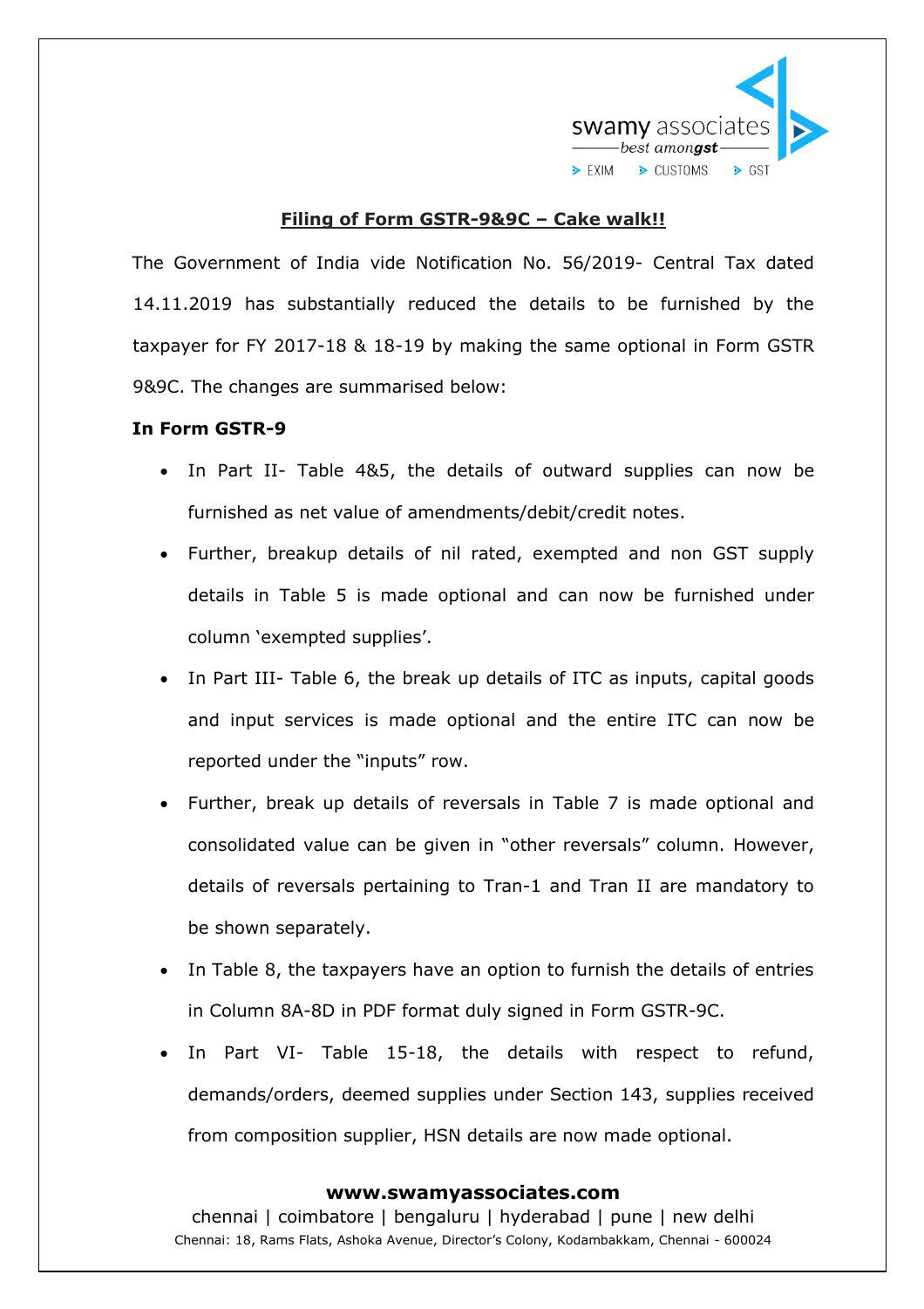# Filing of Form GSTR-9&9C – Cake walk!!

The Government of India vide Notification No. 56/2019- Central Tax dated 14.11.2019 has substantially reduced the details to be furnished by the taxpayer for FY 2017-18 & 18-19 by making the same optional in Form GSTR 9&9C. The changes are summarised below:

**In Form GSTR-9**

- In Part II- Table 4&5, the details of outward supplies can now be furnished as net value of amendments/debit/credit notes.
- Further, breakup details of nil rated, exempted and non GST supply details in Table 5 is made optional and can now be furnished under column 'exempted supplies'.
- In Part III- Table 6, the break up details of ITC as inputs, capital goods and input services is made optional and the entire ITC can now be reported under the "inputs" row.
- Further, break up details of reversals in Table 7 is made optional and consolidated value can be given in "other reversals" column. However, details of reversals pertaining to Tran-1 and Tran II are mandatory to be shown separately.
- In Table 8, the taxpayers have an option to furnish the details of entries in Column 8A-8D in PDF format duly signed in Form GSTR-9C.
- In Part VI- Table 15-18, the details with respect to refund, demands/orders, deemed supplies under Section 143, supplies received from composition supplier, HSN details are now made optional.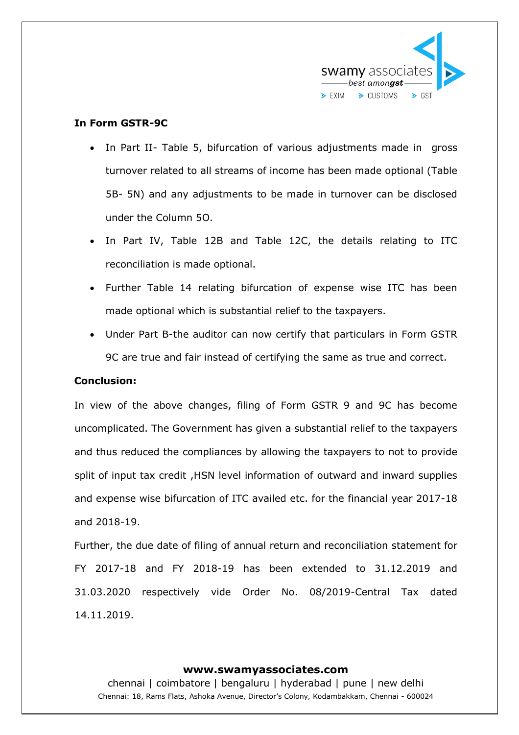**In Form GSTR-9C**

- In Part II- Table 5, bifurcation of various adjustments made in gross turnover related to all streams of income has been made optional (Table 5B- 5N) and any adjustments to be made in turnover can be disclosed under the Column 5O.
- In Part IV, Table 12B and Table 12C, the details relating to ITC reconciliation is made optional.
- Further Table 14 relating bifurcation of expense wise ITC has been made optional which is substantial relief to the taxpayers.
- Under Part B-the auditor can now certify that particulars in Form GSTR 9C are true and fair instead of certifying the same as true and correct.

**Conclusion:**

In view of the above changes, filing of Form GSTR 9 and 9C has become uncomplicated. The Government has given a substantial relief to the taxpayers and thus reduced the compliances by allowing the taxpayers to not to provide split of input tax credit ,HSN level information of outward and inward supplies and expense wise bifurcation of ITC availed etc. for the financial year 2017-18 and 2018-19.

Further, the due date of filing of annual return and reconciliation statement for FY 2017-18 and FY 2018-19 has been extended to 31.12.2019 and 31.03.2020 respectively vide Order No. 08/2019-Central Tax dated 14.11.2019.